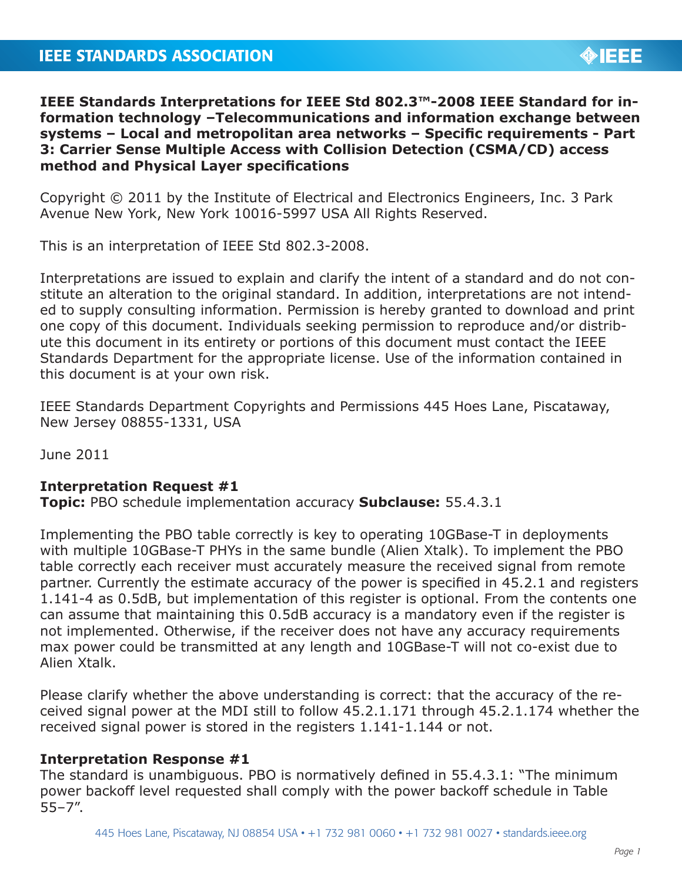**IEEE STANDARDS ASSOCIATION**

# IEEE Standards Interpretations for IEEE Std 802.3™-2008 IEEE Standard for information technology –Telecommunications and information exchange between systems – Local and metropolitan area networks – Specific requirements - Part 3: Carrier Sense Multiple Access with Collision Detection (CSMA/CD) access method and Physical Layer specifications

Copyright © 2011 by the Institute of Electrical and Electronics Engineers, Inc. 3 Park Avenue New York, New York 10016-5997 USA All Rights Reserved.

This is an interpretation of IEEE Std 802.3-2008.

Interpretations are issued to explain and clarify the intent of a standard and do not constitute an alteration to the original standard. In addition, interpretations are not intended to supply consulting information. Permission is hereby granted to download and print one copy of this document. Individuals seeking permission to reproduce and/or distribute this document in its entirety or portions of this document must contact the IEEE Standards Department for the appropriate license. Use of the information contained in this document is at your own risk.

IEEE Standards Department Copyrights and Permissions 445 Hoes Lane, Piscataway, New Jersey 08855-1331, USA

June 2011

**Interpretation Request #1**
**Topic:** PBO schedule implementation accuracy **Subclause:** 55.4.3.1

Implementing the PBO table correctly is key to operating 10GBase-T in deployments with multiple 10GBase-T PHYs in the same bundle (Alien Xtalk). To implement the PBO table correctly each receiver must accurately measure the received signal from remote partner. Currently the estimate accuracy of the power is specified in 45.2.1 and registers 1.141-4 as 0.5dB, but implementation of this register is optional. From the contents one can assume that maintaining this 0.5dB accuracy is a mandatory even if the register is not implemented. Otherwise, if the receiver does not have any accuracy requirements max power could be transmitted at any length and 10GBase-T will not co-exist due to Alien Xtalk.

Please clarify whether the above understanding is correct: that the accuracy of the received signal power at the MDI still to follow 45.2.1.171 through 45.2.1.174 whether the received signal power is stored in the registers 1.141-1.144 or not.

**Interpretation Response #1**
The standard is unambiguous. PBO is normatively defined in 55.4.3.1: "The minimum power backoff level requested shall comply with the power backoff schedule in Table 55–7".

445 Hoes Lane, Piscataway, NJ 08854 USA • +1 732 981 0060 • +1 732 981 0027 • standards.ieee.org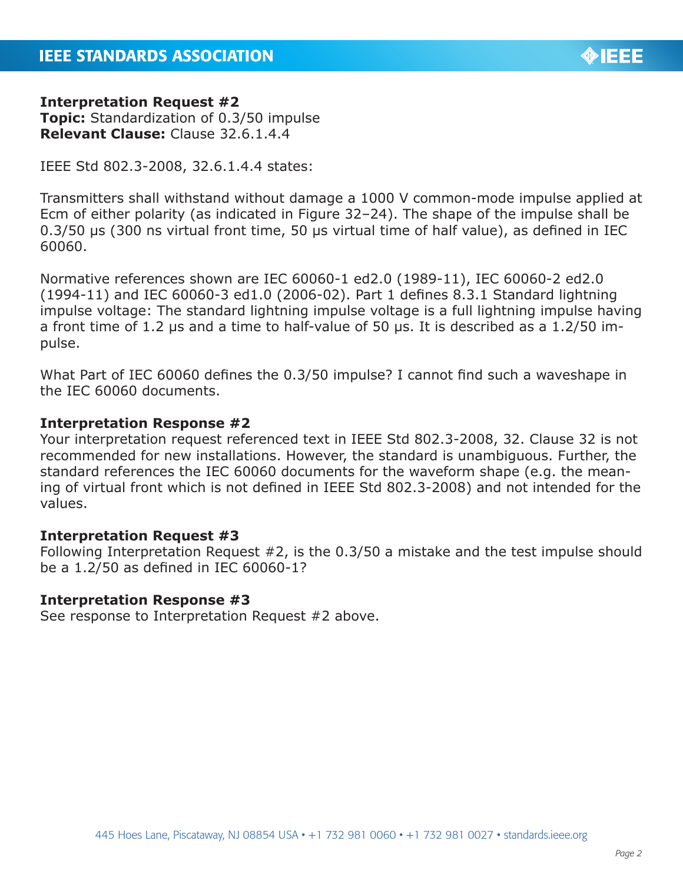**Interpretation Request #2**
**Topic:** Standardization of 0.3/50 impulse
**Relevant Clause:** Clause 32.6.1.4.4

IEEE Std 802.3-2008, 32.6.1.4.4 states:

Transmitters shall withstand without damage a 1000 V common-mode impulse applied at Ecm of either polarity (as indicated in Figure 32–24). The shape of the impulse shall be 0.3/50 μs (300 ns virtual front time, 50 μs virtual time of half value), as defined in IEC 60060.

Normative references shown are IEC 60060-1 ed2.0 (1989-11), IEC 60060-2 ed2.0 (1994-11) and IEC 60060-3 ed1.0 (2006-02). Part 1 defines 8.3.1 Standard lightning impulse voltage: The standard lightning impulse voltage is a full lightning impulse having a front time of 1.2 μs and a time to half-value of 50 μs. It is described as a 1.2/50 impulse.

What Part of IEC 60060 defines the 0.3/50 impulse? I cannot find such a waveshape in the IEC 60060 documents.

**Interpretation Response #2**
Your interpretation request referenced text in IEEE Std 802.3-2008, 32. Clause 32 is not recommended for new installations. However, the standard is unambiguous. Further, the standard references the IEC 60060 documents for the waveform shape (e.g. the meaning of virtual front which is not defined in IEEE Std 802.3-2008) and not intended for the values.

**Interpretation Request #3**
Following Interpretation Request #2, is the 0.3/50 a mistake and the test impulse should be a 1.2/50 as defined in IEC 60060-1?

**Interpretation Response #3**
See response to Interpretation Request #2 above.